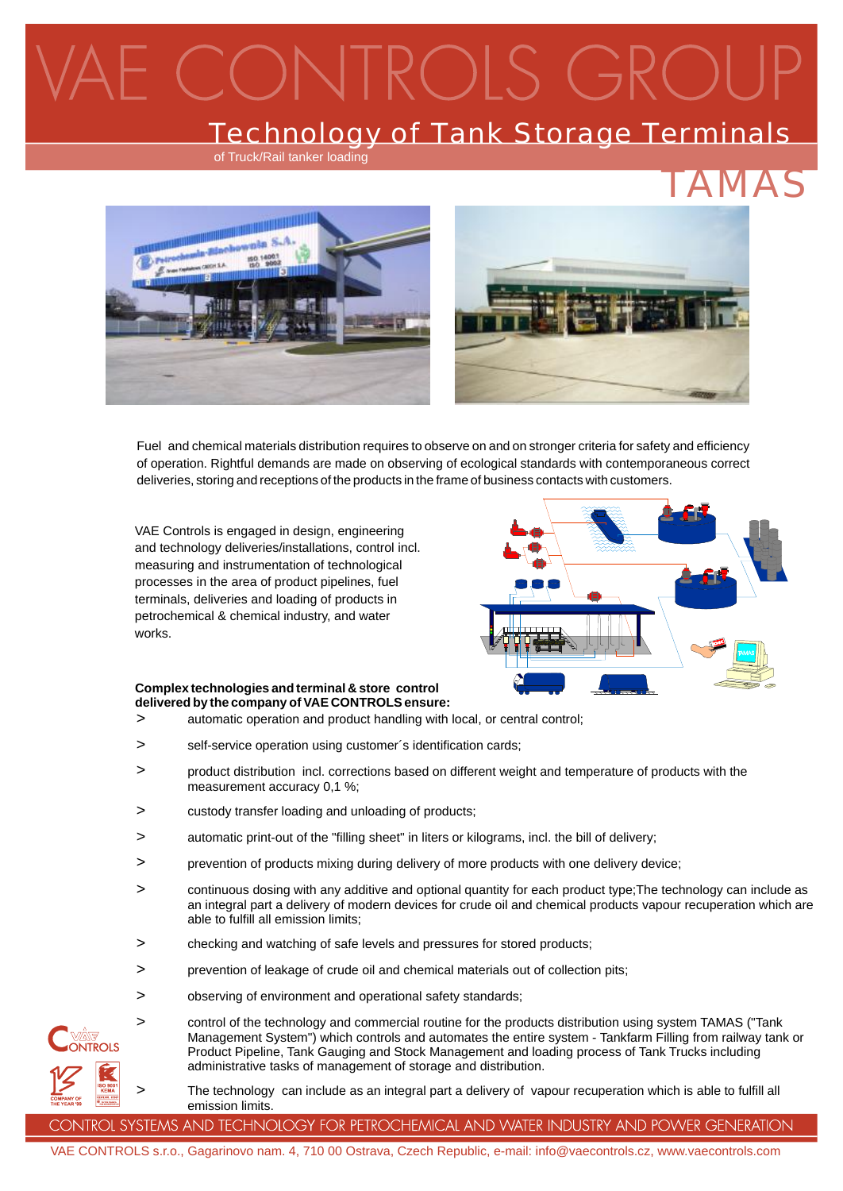# VAE CONTROLS GROUP

## Technology of Tank Storage Terminals

of Truck/Rail tanker loading

# TAMAS

Fuel and chemical materials distribution requires to observe on and on stronger criteria for safety and efficiency of operation. Rightful demands are made on observing of ecological standards with contemporaneous correct deliveries, storing and receptions of the products in the frame of business contacts with customers.

VAE Controls is engaged in design, engineering and technology deliveries/installations, control incl. measuring and instrumentation of technological processes in the area of product pipelines, fuel terminals, deliveries and loading of products in petrochemical & chemical industry, and water works.

**Complex technologies and terminal & store control delivered by the company of VAE CONTROLS ensure:**

- automatic operation and product handling with local, or central control;
- self-service operation using customer´s identification cards;
- product distribution incl. corrections based on different weight and temperature of products with the measurement accuracy 0,1 %;
- custody transfer loading and unloading of products;
- automatic print-out of the "filling sheet" in liters or kilograms, incl. the bill of delivery;
- prevention of products mixing during delivery of more products with one delivery device;
- continuous dosing with any additive and optional quantity for each product type;The technology can include as an integral part a delivery of modern devices for crude oil and chemical products vapour recuperation which are able to fulfill all emission limits;
- checking and watching of safe levels and pressures for stored products;
- prevention of leakage of crude oil and chemical materials out of collection pits;
- observing of environment and operational safety standards;
- control of the technology and commercial routine for the products distribution using system TAMAS ("Tank Management System") which controls and automates the entire system - Tankfarm Filling from railway tank or Product Pipeline, Tank Gauging and Stock Management and loading process of Tank Trucks including administrative tasks of management of storage and distribution.
- The technology can include as an integral part a delivery of vapour recuperation which is able to fulfill all emission limits.

CONTROL SYSTEMS AND TECHNOLOGY FOR PETROCHEMICAL AND WATER INDUSTRY AND POWER GENERATION

VAE CONTROLS s.r.o., Gagarinovo nam. 4, 710 00 Ostrava, Czech Republic, e-mail: info@vaecontrols.cz, www.vaecontrols.com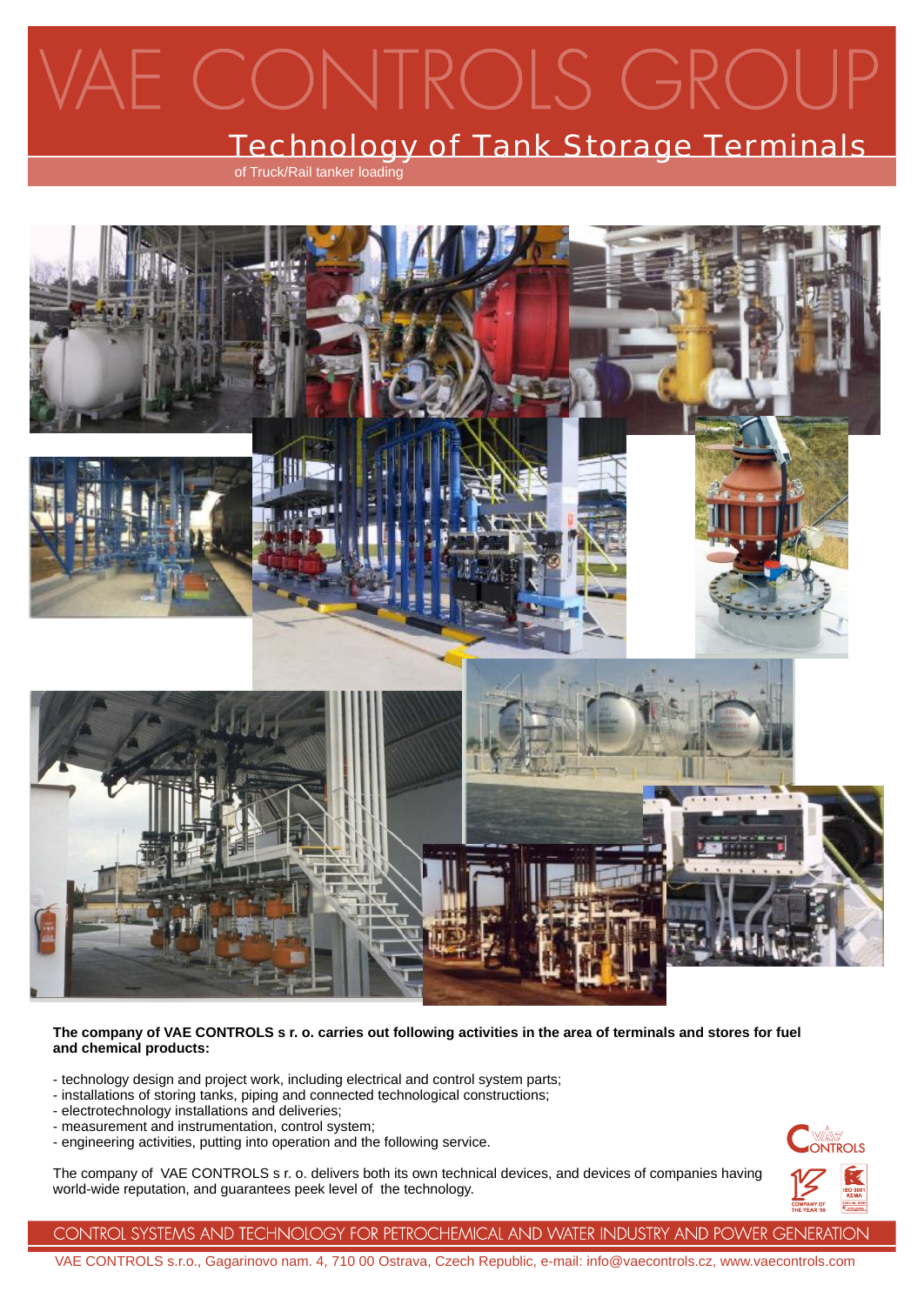# VAE CONTROLS GROUP

## Technology of Tank Storage Terminals

of Truck/Rail tanker loading

**The company of VAE CONTROLS s r. o. carries out following activities in the area of terminals and stores for fuel and chemical products:**

- technology design and project work, including electrical and control system parts;
- installations of storing tanks, piping and connected technological constructions;
- electrotechnology installations and deliveries;
- measurement and instrumentation, control system;
- engineering activities, putting into operation and the following service.

The company of VAE CONTROLS s r. o. delivers both its own technical devices, and devices of companies having world-wide reputation, and guarantees peek level of the technology.

CONTROL SYSTEMS AND TECHNOLOGY FOR PETROCHEMICAL AND WATER INDUSTRY AND POWER GENERATION

VAE CONTROLS s.r.o., Gagarinovo nam. 4, 710 00 Ostrava, Czech Republic, e-mail: info@vaecontrols.cz, www.vaecontrols.com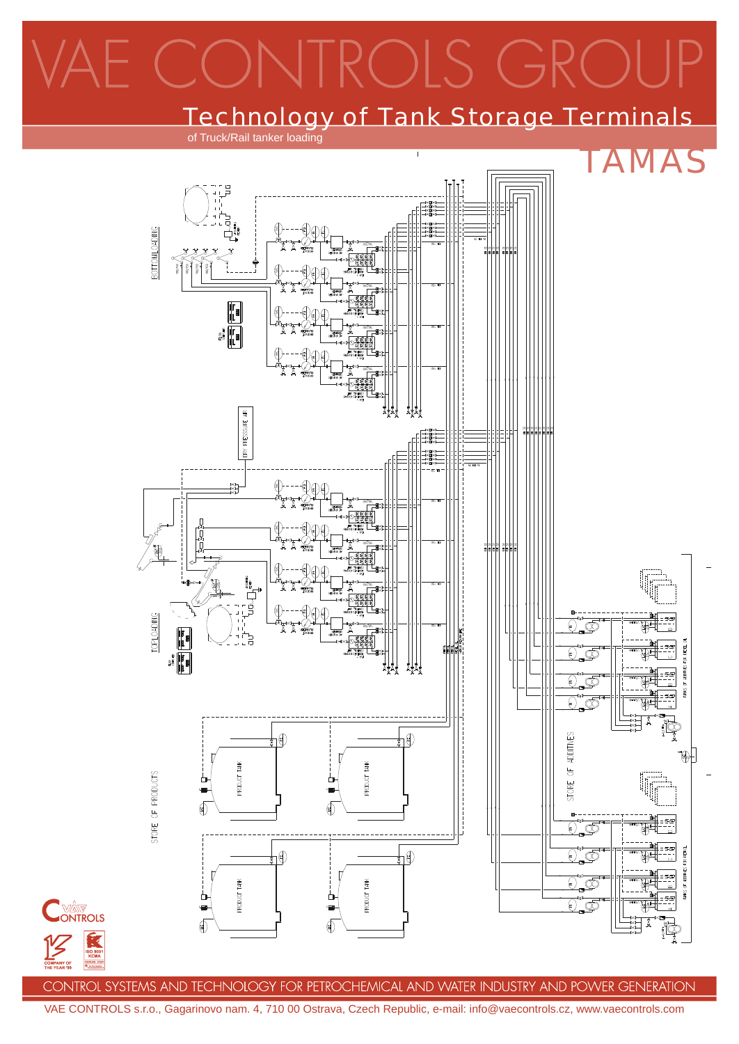# VAE CONTROLS GROUP

## Technology of Tank Storage Terminals

of Truck/Rail tanker loading

TAMAS

BOTTOMLOADING

DRY PRESSURE AIR

TOPLOADING

STORE OF PRODUCTS

PRODUCT TANK

PRODUCT TANK

PRODUCT TANK

PRODUCT TANK

STORE OF ADDITIVES

COMPANY OF THE YEAR '99

ISO 9001 KEMA

CONTROL SYSTEMS AND TECHNOLOGY FOR PETROCHEMICAL AND WATER INDUSTRY AND POWER GENERATION

VAE CONTROLS s.r.o., Gagarinovo nam. 4, 710 00 Ostrava, Czech Republic, e-mail: info@vaecontrols.cz, www.vaecontrols.com